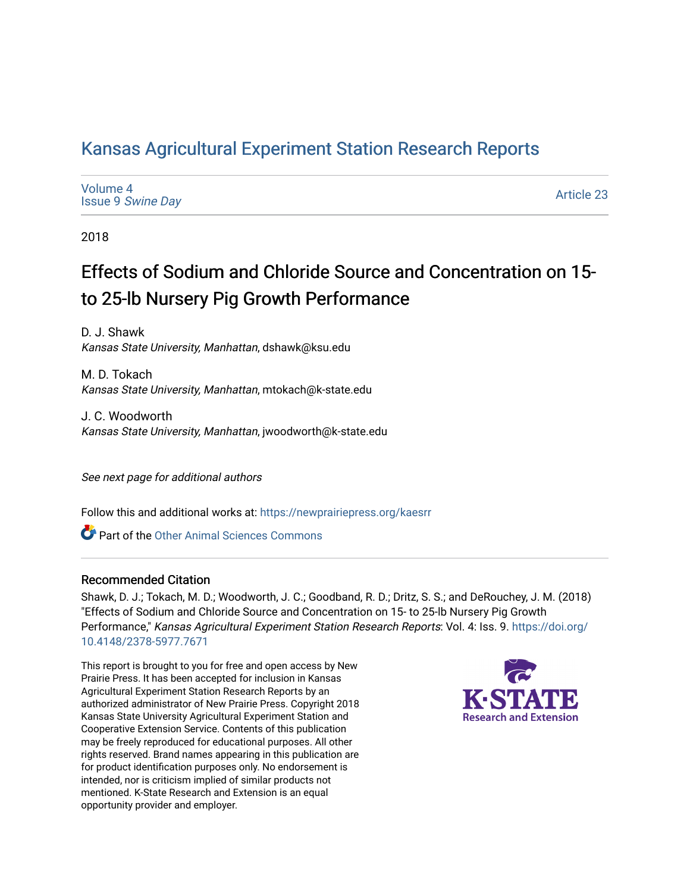# Kansas Agricultural Experiment Station Research Reports

Volume 4
Issue 9 *Swine Day*

Article 23

2018

## Effects of Sodium and Chloride Source and Concentration on 15- to 25-lb Nursery Pig Growth Performance

D. J. Shawk
*Kansas State University, Manhattan*, dshawk@ksu.edu

M. D. Tokach
*Kansas State University, Manhattan*, mtokach@k-state.edu

J. C. Woodworth
*Kansas State University, Manhattan*, jwoodworth@k-state.edu

*See next page for additional authors*

Follow this and additional works at: https://newprairiepress.org/kaesrr

Part of the Other Animal Sciences Commons

### Recommended Citation

Shawk, D. J.; Tokach, M. D.; Woodworth, J. C.; Goodband, R. D.; Dritz, S. S.; and DeRouchey, J. M. (2018) "Effects of Sodium and Chloride Source and Concentration on 15- to 25-lb Nursery Pig Growth Performance," *Kansas Agricultural Experiment Station Research Reports*: Vol. 4: Iss. 9. https://doi.org/10.4148/2378-5977.7671

This report is brought to you for free and open access by New Prairie Press. It has been accepted for inclusion in Kansas Agricultural Experiment Station Research Reports by an authorized administrator of New Prairie Press. Copyright 2018 Kansas State University Agricultural Experiment Station and Cooperative Extension Service. Contents of this publication may be freely reproduced for educational purposes. All other rights reserved. Brand names appearing in this publication are for product identification purposes only. No endorsement is intended, nor is criticism implied of similar products not mentioned. K-State Research and Extension is an equal opportunity provider and employer.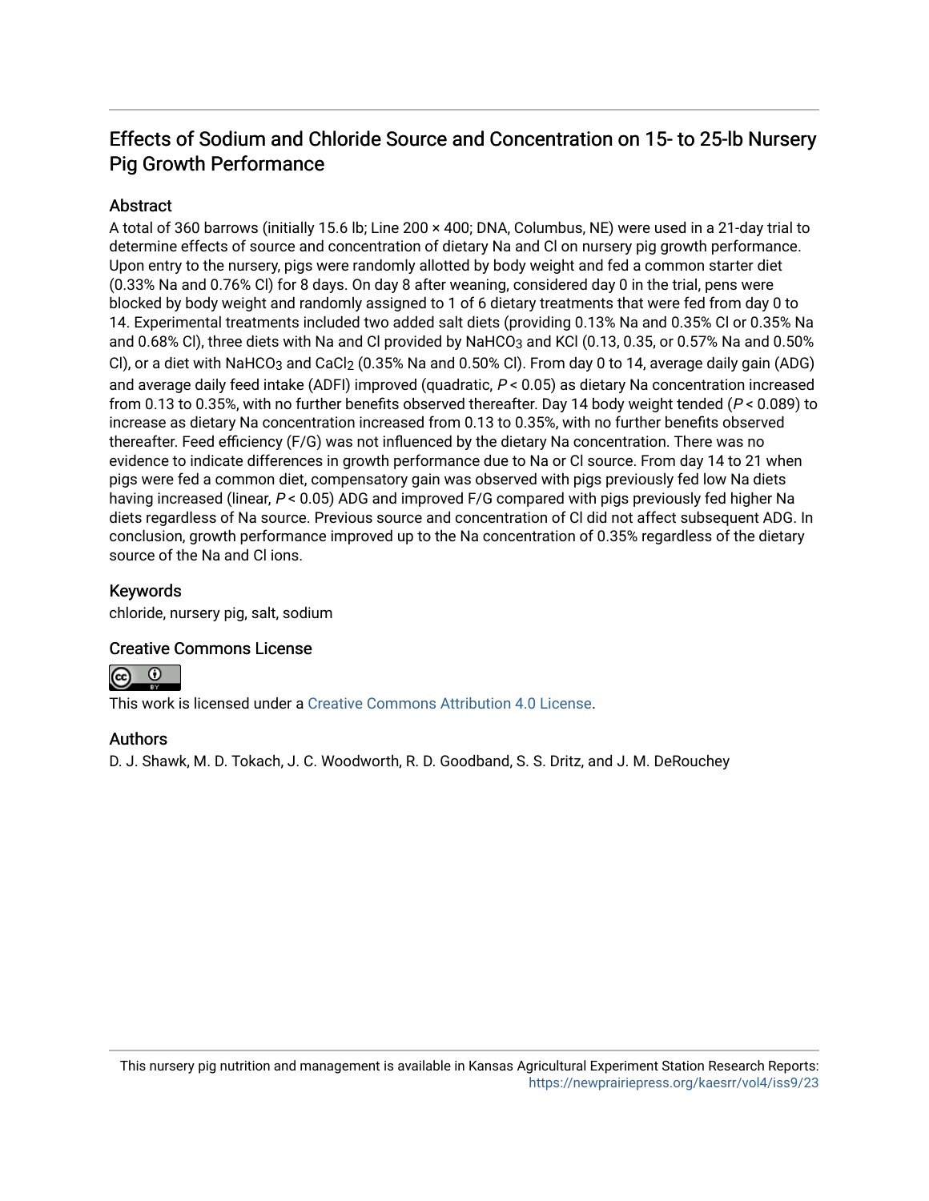# Effects of Sodium and Chloride Source and Concentration on 15- to 25-lb Nursery Pig Growth Performance

## Abstract

A total of 360 barrows (initially 15.6 lb; Line 200 × 400; DNA, Columbus, NE) were used in a 21-day trial to determine effects of source and concentration of dietary Na and Cl on nursery pig growth performance. Upon entry to the nursery, pigs were randomly allotted by body weight and fed a common starter diet (0.33% Na and 0.76% Cl) for 8 days. On day 8 after weaning, considered day 0 in the trial, pens were blocked by body weight and randomly assigned to 1 of 6 dietary treatments that were fed from day 0 to 14. Experimental treatments included two added salt diets (providing 0.13% Na and 0.35% Cl or 0.35% Na and 0.68% Cl), three diets with Na and Cl provided by $NaHCO_3$ and KCl (0.13, 0.35, or 0.57% Na and 0.50% Cl), or a diet with $NaHCO_3$ and $CaCl_2$ (0.35% Na and 0.50% Cl). From day 0 to 14, average daily gain (ADG) and average daily feed intake (ADFI) improved (quadratic, $P < 0.05$) as dietary Na concentration increased from 0.13 to 0.35%, with no further benefits observed thereafter. Day 14 body weight tended ($P < 0.089$) to increase as dietary Na concentration increased from 0.13 to 0.35%, with no further benefits observed thereafter. Feed efficiency (F/G) was not influenced by the dietary Na concentration. There was no evidence to indicate differences in growth performance due to Na or Cl source. From day 14 to 21 when pigs were fed a common diet, compensatory gain was observed with pigs previously fed low Na diets having increased (linear, $P < 0.05$) ADG and improved F/G compared with pigs previously fed higher Na diets regardless of Na source. Previous source and concentration of Cl did not affect subsequent ADG. In conclusion, growth performance improved up to the Na concentration of 0.35% regardless of the dietary source of the Na and Cl ions.

## Keywords

chloride, nursery pig, salt, sodium

## Creative Commons License

This work is licensed under a Creative Commons Attribution 4.0 License.

## Authors

D. J. Shawk, M. D. Tokach, J. C. Woodworth, R. D. Goodband, S. S. Dritz, and J. M. DeRouchey

This nursery pig nutrition and management is available in Kansas Agricultural Experiment Station Research Reports: https://newprairiepress.org/kaesrr/vol4/iss9/23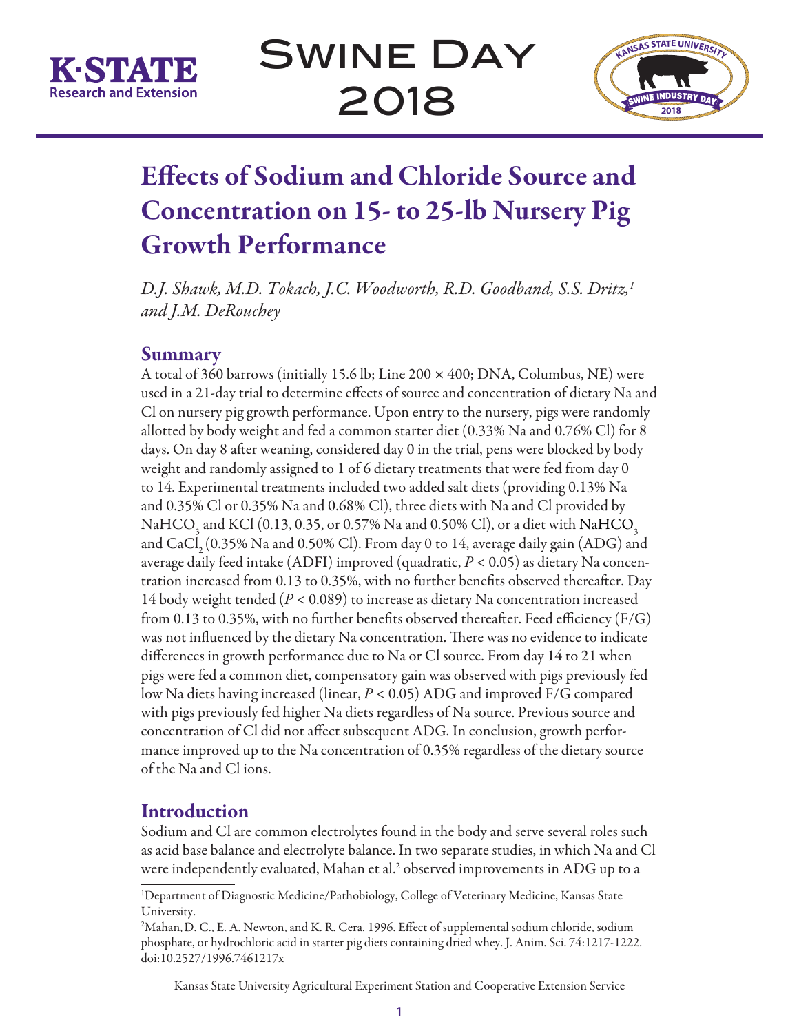# Effects of Sodium and Chloride Source and Concentration on 15- to 25-lb Nursery Pig Growth Performance

*D.J. Shawk, M.D. Tokach, J.C. Woodworth, R.D. Goodband, S.S. Dritz,[1] and J.M. DeRouchey*

## Summary

A total of 360 barrows (initially 15.6 lb; Line 200 × 400; DNA, Columbus, NE) were used in a 21-day trial to determine effects of source and concentration of dietary Na and Cl on nursery pig growth performance. Upon entry to the nursery, pigs were randomly allotted by body weight and fed a common starter diet (0.33% Na and 0.76% Cl) for 8 days. On day 8 after weaning, considered day 0 in the trial, pens were blocked by body weight and randomly assigned to 1 of 6 dietary treatments that were fed from day 0 to 14. Experimental treatments included two added salt diets (providing 0.13% Na and 0.35% Cl or 0.35% Na and 0.68% Cl), three diets with Na and Cl provided by $NaHCO_3$ and KCl (0.13, 0.35, or 0.57% Na and 0.50% Cl), or a diet with $NaHCO_3$ and $CaCl_2$ (0.35% Na and 0.50% Cl). From day 0 to 14, average daily gain (ADG) and average daily feed intake (ADFI) improved (quadratic, $P < 0.05$) as dietary Na concentration increased from 0.13 to 0.35%, with no further benefits observed thereafter. Day 14 body weight tended ($P < 0.089$) to increase as dietary Na concentration increased from 0.13 to 0.35%, with no further benefits observed thereafter. Feed efficiency (F/G) was not influenced by the dietary Na concentration. There was no evidence to indicate differences in growth performance due to Na or Cl source. From day 14 to 21 when pigs were fed a common diet, compensatory gain was observed with pigs previously fed low Na diets having increased (linear, $P < 0.05$) ADG and improved F/G compared with pigs previously fed higher Na diets regardless of Na source. Previous source and concentration of Cl did not affect subsequent ADG. In conclusion, growth performance improved up to the Na concentration of 0.35% regardless of the dietary source of the Na and Cl ions.

## Introduction

Sodium and Cl are common electrolytes found in the body and serve several roles such as acid base balance and electrolyte balance. In two separate studies, in which Na and Cl were independently evaluated, Mahan et al.[2] observed improvements in ADG up to a

[1] Department of Diagnostic Medicine/Pathobiology, College of Veterinary Medicine, Kansas State University.

[2] Mahan, D. C., E. A. Newton, and K. R. Cera. 1996. Effect of supplemental sodium chloride, sodium phosphate, or hydrochloric acid in starter pig diets containing dried whey. J. Anim. Sci. 74:1217-1222. doi:10.2527/1996.7461217x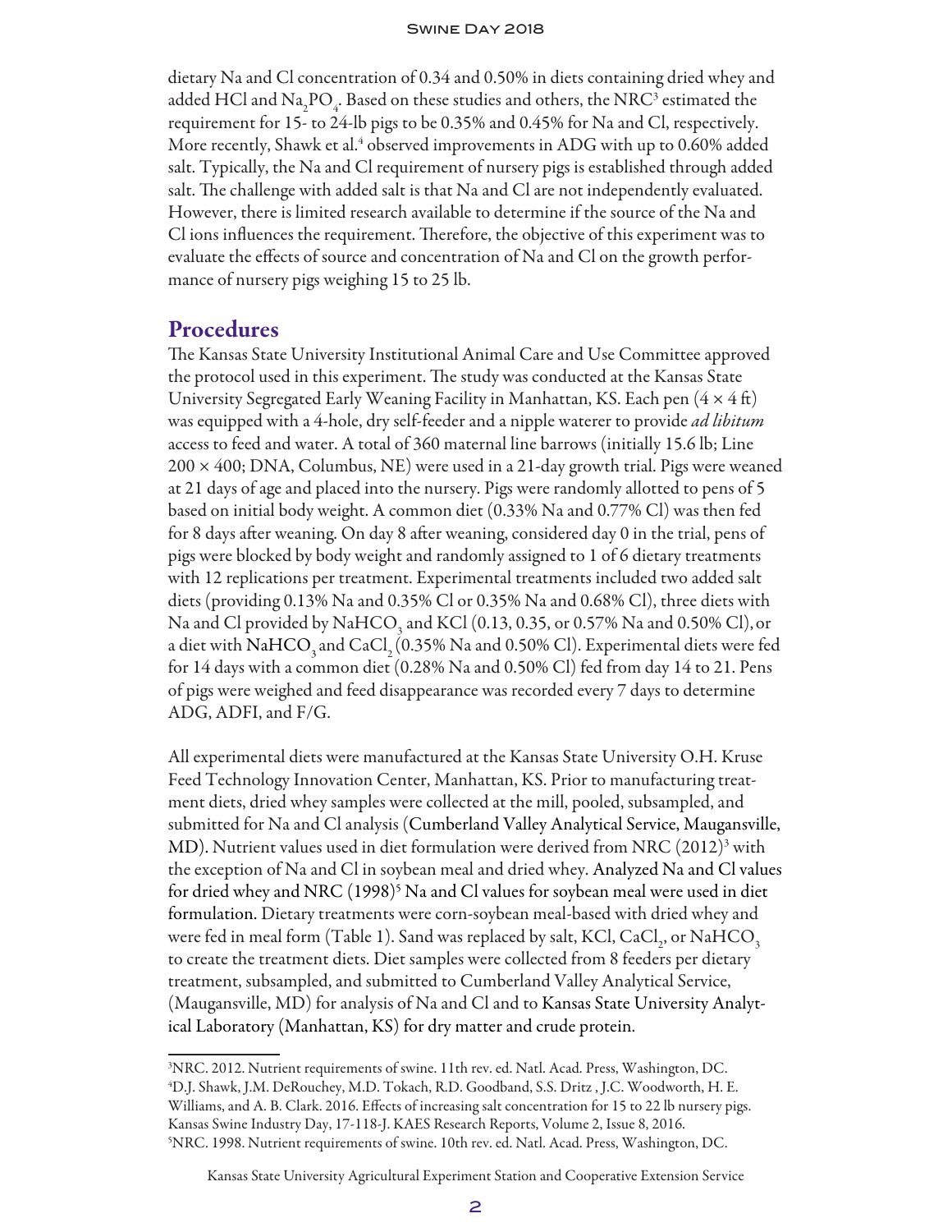dietary Na and Cl concentration of 0.34 and 0.50% in diets containing dried whey and added HCl and $Na_2PO_4$. Based on these studies and others, the NRC[3] estimated the requirement for 15- to 24-lb pigs to be 0.35% and 0.45% for Na and Cl, respectively. More recently, Shawk et al.[4] observed improvements in ADG with up to 0.60% added salt. Typically, the Na and Cl requirement of nursery pigs is established through added salt. The challenge with added salt is that Na and Cl are not independently evaluated. However, there is limited research available to determine if the source of the Na and Cl ions influences the requirement. Therefore, the objective of this experiment was to evaluate the effects of source and concentration of Na and Cl on the growth performance of nursery pigs weighing 15 to 25 lb.

## Procedures

The Kansas State University Institutional Animal Care and Use Committee approved the protocol used in this experiment. The study was conducted at the Kansas State University Segregated Early Weaning Facility in Manhattan, KS. Each pen (4 × 4 ft) was equipped with a 4-hole, dry self-feeder and a nipple waterer to provide *ad libitum* access to feed and water. A total of 360 maternal line barrows (initially 15.6 lb; Line 200 × 400; DNA, Columbus, NE) were used in a 21-day growth trial. Pigs were weaned at 21 days of age and placed into the nursery. Pigs were randomly allotted to pens of 5 based on initial body weight. A common diet (0.33% Na and 0.77% Cl) was then fed for 8 days after weaning. On day 8 after weaning, considered day 0 in the trial, pens of pigs were blocked by body weight and randomly assigned to 1 of 6 dietary treatments with 12 replications per treatment. Experimental treatments included two added salt diets (providing 0.13% Na and 0.35% Cl or 0.35% Na and 0.68% Cl), three diets with Na and Cl provided by $NaHCO_3$ and KCl (0.13, 0.35, or 0.57% Na and 0.50% Cl), or a diet with $NaHCO_3$ and $CaCl_2$ (0.35% Na and 0.50% Cl). Experimental diets were fed for 14 days with a common diet (0.28% Na and 0.50% Cl) fed from day 14 to 21. Pens of pigs were weighed and feed disappearance was recorded every 7 days to determine ADG, ADFI, and F/G.

All experimental diets were manufactured at the Kansas State University O.H. Kruse Feed Technology Innovation Center, Manhattan, KS. Prior to manufacturing treatment diets, dried whey samples were collected at the mill, pooled, subsampled, and submitted for Na and Cl analysis (Cumberland Valley Analytical Service, Maugansville, MD). Nutrient values used in diet formulation were derived from NRC (2012)[3] with the exception of Na and Cl in soybean meal and dried whey. Analyzed Na and Cl values for dried whey and NRC (1998)[5] Na and Cl values for soybean meal were used in diet formulation. Dietary treatments were corn-soybean meal-based with dried whey and were fed in meal form (Table 1). Sand was replaced by salt, KCl, $CaCl_2$, or $NaHCO_3$ to create the treatment diets. Diet samples were collected from 8 feeders per dietary treatment, subsampled, and submitted to Cumberland Valley Analytical Service, (Maugansville, MD) for analysis of Na and Cl and to Kansas State University Analytical Laboratory (Manhattan, KS) for dry matter and crude protein.

---

[3]NRC. 2012. Nutrient requirements of swine. 11th rev. ed. Natl. Acad. Press, Washington, DC.
[4]D.J. Shawk, J.M. DeRouchey, M.D. Tokach, R.D. Goodband, S.S. Dritz , J.C. Woodworth, H. E. Williams, and A. B. Clark. 2016. Effects of increasing salt concentration for 15 to 22 lb nursery pigs. Kansas Swine Industry Day, 17-118-J. KAES Research Reports, Volume 2, Issue 8, 2016.
[5]NRC. 1998. Nutrient requirements of swine. 10th rev. ed. Natl. Acad. Press, Washington, DC.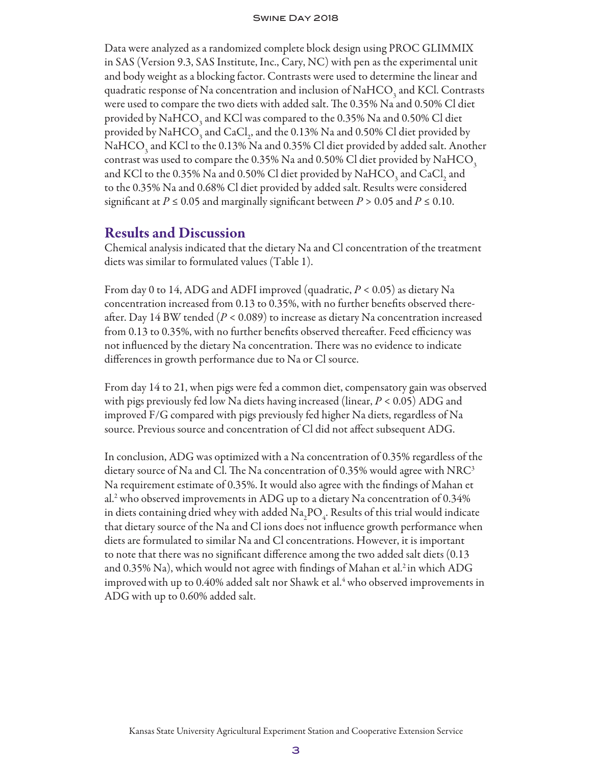Data were analyzed as a randomized complete block design using PROC GLIMMIX in SAS (Version 9.3, SAS Institute, Inc., Cary, NC) with pen as the experimental unit and body weight as a blocking factor. Contrasts were used to determine the linear and quadratic response of Na concentration and inclusion of $NaHCO_3$ and KCl. Contrasts were used to compare the two diets with added salt. The 0.35% Na and 0.50% Cl diet provided by $NaHCO_3$ and KCl was compared to the 0.35% Na and 0.50% Cl diet provided by $NaHCO_3$ and $CaCl_2$, and the 0.13% Na and 0.50% Cl diet provided by $NaHCO_3$ and KCl to the 0.13% Na and 0.35% Cl diet provided by added salt. Another contrast was used to compare the 0.35% Na and 0.50% Cl diet provided by $NaHCO_3$ and KCl to the 0.35% Na and 0.50% Cl diet provided by $NaHCO_3$ and $CaCl_2$ and to the 0.35% Na and 0.68% Cl diet provided by added salt. Results were considered significant at $P \leq 0.05$ and marginally significant between $P > 0.05$ and $P \leq 0.10$.

## Results and Discussion

Chemical analysis indicated that the dietary Na and Cl concentration of the treatment diets was similar to formulated values (Table 1).

From day 0 to 14, ADG and ADFI improved (quadratic, $P < 0.05$) as dietary Na concentration increased from 0.13 to 0.35%, with no further benefits observed thereafter. Day 14 BW tended ($P < 0.089$) to increase as dietary Na concentration increased from 0.13 to 0.35%, with no further benefits observed thereafter. Feed efficiency was not influenced by the dietary Na concentration. There was no evidence to indicate differences in growth performance due to Na or Cl source.

From day 14 to 21, when pigs were fed a common diet, compensatory gain was observed with pigs previously fed low Na diets having increased (linear, $P < 0.05$) ADG and improved F/G compared with pigs previously fed higher Na diets, regardless of Na source. Previous source and concentration of Cl did not affect subsequent ADG.

In conclusion, ADG was optimized with a Na concentration of 0.35% regardless of the dietary source of Na and Cl. The Na concentration of 0.35% would agree with NRC[3] Na requirement estimate of 0.35%. It would also agree with the findings of Mahan et al.[2] who observed improvements in ADG up to a dietary Na concentration of 0.34% in diets containing dried whey with added $Na_2PO_4$. Results of this trial would indicate that dietary source of the Na and Cl ions does not influence growth performance when diets are formulated to similar Na and Cl concentrations. However, it is important to note that there was no significant difference among the two added salt diets (0.13 and 0.35% Na), which would not agree with findings of Mahan et al.[2] in which ADG improved with up to 0.40% added salt nor Shawk et al.[4] who observed improvements in ADG with up to 0.60% added salt.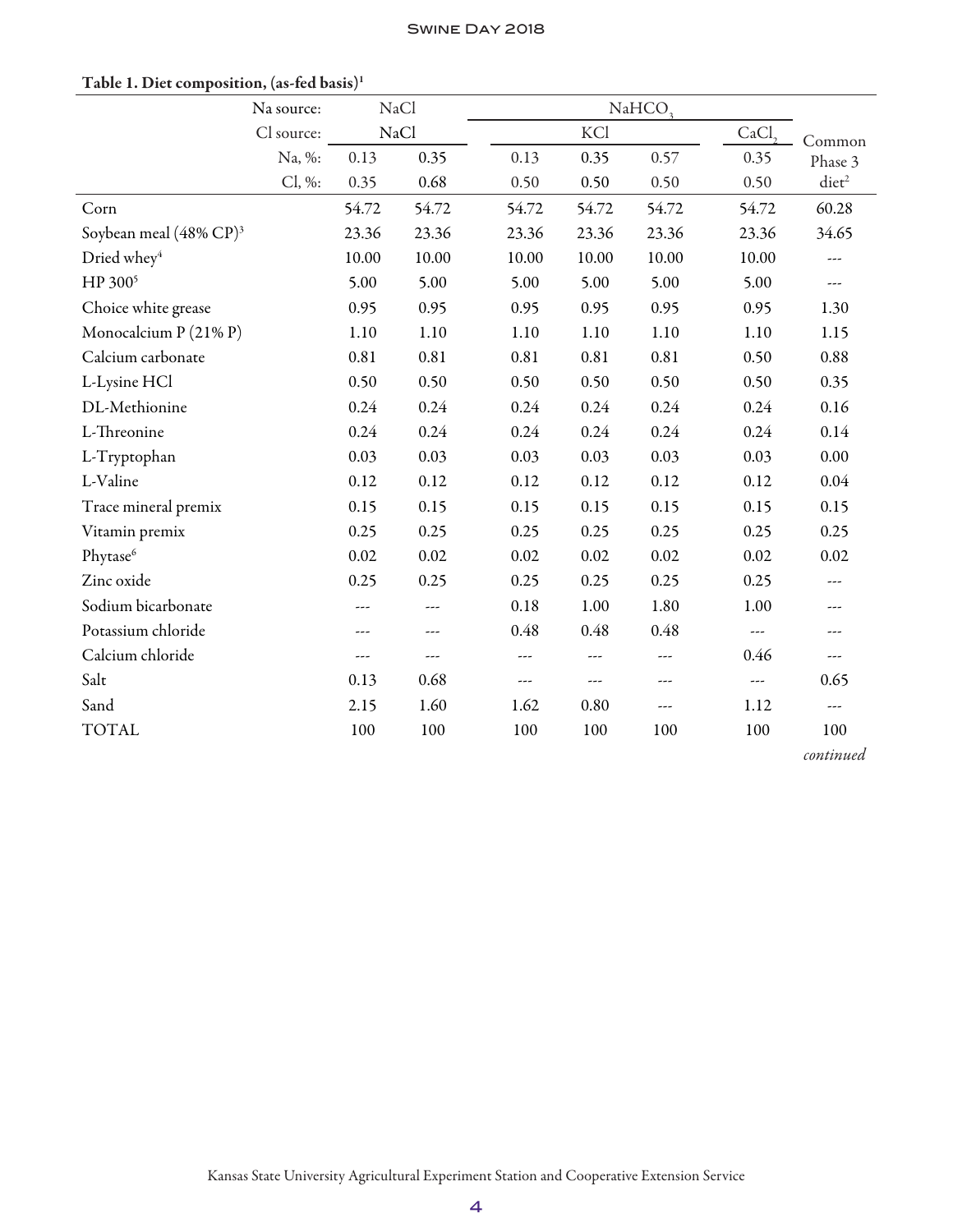**Table 1. Diet composition, (as-fed basis)[1]**

| Na source: | NaCl | | $NaHCO_3$ | | | | |
|---|---|---|---|---|---|---|---|
| Cl source: | NaCl | | KCl | | | $CaCl_2$ | Common Phase 3 diet[2] |
| Na, %: | 0.13 | 0.35 | 0.13 | 0.35 | 0.57 | 0.35 | |
| Cl, %: | 0.35 | 0.68 | 0.50 | 0.50 | 0.50 | 0.50 | |
| Corn | 54.72 | 54.72 | 54.72 | 54.72 | 54.72 | 54.72 | 60.28 |
| Soybean meal (48% CP)[3] | 23.36 | 23.36 | 23.36 | 23.36 | 23.36 | 23.36 | 34.65 |
| Dried whey[4] | 10.00 | 10.00 | 10.00 | 10.00 | 10.00 | 10.00 | --- |
| HP 300[5] | 5.00 | 5.00 | 5.00 | 5.00 | 5.00 | 5.00 | --- |
| Choice white grease | 0.95 | 0.95 | 0.95 | 0.95 | 0.95 | 0.95 | 1.30 |
| Monocalcium P (21% P) | 1.10 | 1.10 | 1.10 | 1.10 | 1.10 | 1.10 | 1.15 |
| Calcium carbonate | 0.81 | 0.81 | 0.81 | 0.81 | 0.81 | 0.50 | 0.88 |
| L-Lysine HCl | 0.50 | 0.50 | 0.50 | 0.50 | 0.50 | 0.50 | 0.35 |
| DL-Methionine | 0.24 | 0.24 | 0.24 | 0.24 | 0.24 | 0.24 | 0.16 |
| L-Threonine | 0.24 | 0.24 | 0.24 | 0.24 | 0.24 | 0.24 | 0.14 |
| L-Tryptophan | 0.03 | 0.03 | 0.03 | 0.03 | 0.03 | 0.03 | 0.00 |
| L-Valine | 0.12 | 0.12 | 0.12 | 0.12 | 0.12 | 0.12 | 0.04 |
| Trace mineral premix | 0.15 | 0.15 | 0.15 | 0.15 | 0.15 | 0.15 | 0.15 |
| Vitamin premix | 0.25 | 0.25 | 0.25 | 0.25 | 0.25 | 0.25 | 0.25 |
| Phytase[6] | 0.02 | 0.02 | 0.02 | 0.02 | 0.02 | 0.02 | 0.02 |
| Zinc oxide | 0.25 | 0.25 | 0.25 | 0.25 | 0.25 | 0.25 | --- |
| Sodium bicarbonate | --- | --- | 0.18 | 1.00 | 1.80 | 1.00 | --- |
| Potassium chloride | --- | --- | 0.48 | 0.48 | 0.48 | --- | --- |
| Calcium chloride | --- | --- | --- | --- | --- | 0.46 | --- |
| Salt | 0.13 | 0.68 | --- | --- | --- | --- | 0.65 |
| Sand | 2.15 | 1.60 | 1.62 | 0.80 | --- | 1.12 | --- |
| TOTAL | 100 | 100 | 100 | 100 | 100 | 100 | 100 |

*continued*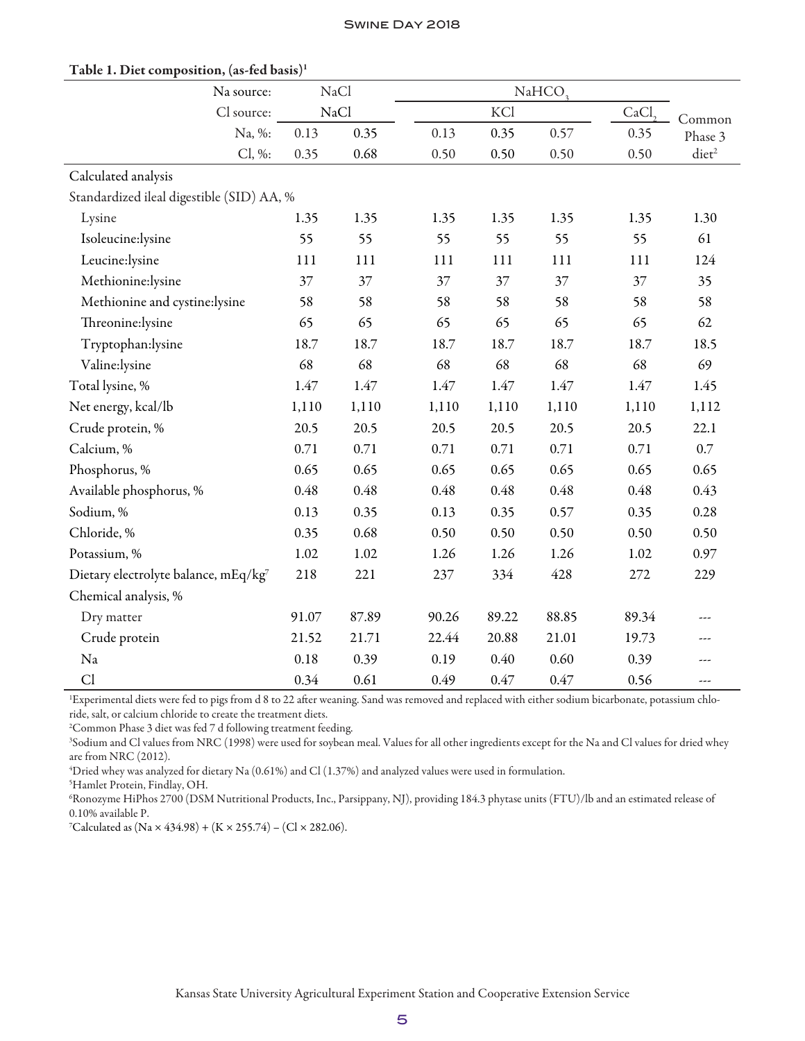**Table 1. Diet composition, (as-fed basis)[1]**

| Na source: | NaCl | | $NaHCO_3$ | | | | |
|---|---|---|---|---|---|---|---|
| Cl source: | NaCl | | KCl | | | $CaCl_2$ | Common Phase 3 diet[2] |
| Na, %: | 0.13 | 0.35 | 0.13 | 0.35 | 0.57 | 0.35 | |
| Cl, %: | 0.35 | 0.68 | 0.50 | 0.50 | 0.50 | 0.50 | |
| Calculated analysis | | | | | | | |
| Standardized ileal digestible (SID) AA, % | | | | | | | |
| Lysine | 1.35 | 1.35 | 1.35 | 1.35 | 1.35 | 1.35 | 1.30 |
| Isoleucine:lysine | 55 | 55 | 55 | 55 | 55 | 55 | 61 |
| Leucine:lysine | 111 | 111 | 111 | 111 | 111 | 111 | 124 |
| Methionine:lysine | 37 | 37 | 37 | 37 | 37 | 37 | 35 |
| Methionine and cystine:lysine | 58 | 58 | 58 | 58 | 58 | 58 | 58 |
| Threonine:lysine | 65 | 65 | 65 | 65 | 65 | 65 | 62 |
| Tryptophan:lysine | 18.7 | 18.7 | 18.7 | 18.7 | 18.7 | 18.7 | 18.5 |
| Valine:lysine | 68 | 68 | 68 | 68 | 68 | 68 | 69 |
| Total lysine, % | 1.47 | 1.47 | 1.47 | 1.47 | 1.47 | 1.47 | 1.45 |
| Net energy, kcal/lb | 1,110 | 1,110 | 1,110 | 1,110 | 1,110 | 1,110 | 1,112 |
| Crude protein, % | 20.5 | 20.5 | 20.5 | 20.5 | 20.5 | 20.5 | 22.1 |
| Calcium, % | 0.71 | 0.71 | 0.71 | 0.71 | 0.71 | 0.71 | 0.7 |
| Phosphorus, % | 0.65 | 0.65 | 0.65 | 0.65 | 0.65 | 0.65 | 0.65 |
| Available phosphorus, % | 0.48 | 0.48 | 0.48 | 0.48 | 0.48 | 0.48 | 0.43 |
| Sodium, % | 0.13 | 0.35 | 0.13 | 0.35 | 0.57 | 0.35 | 0.28 |
| Chloride, % | 0.35 | 0.68 | 0.50 | 0.50 | 0.50 | 0.50 | 0.50 |
| Potassium, % | 1.02 | 1.02 | 1.26 | 1.26 | 1.26 | 1.02 | 0.97 |
| Dietary electrolyte balance, mEq/kg[7] | 218 | 221 | 237 | 334 | 428 | 272 | 229 |
| Chemical analysis, % | | | | | | | |
| Dry matter | 91.07 | 87.89 | 90.26 | 89.22 | 88.85 | 89.34 | --- |
| Crude protein | 21.52 | 21.71 | 22.44 | 20.88 | 21.01 | 19.73 | --- |
| Na | 0.18 | 0.39 | 0.19 | 0.40 | 0.60 | 0.39 | --- |
| Cl | 0.34 | 0.61 | 0.49 | 0.47 | 0.47 | 0.56 | --- |

[1]Experimental diets were fed to pigs from d 8 to 22 after weaning. Sand was removed and replaced with either sodium bicarbonate, potassium chloride, salt, or calcium chloride to create the treatment diets.

[2]Common Phase 3 diet was fed 7 d following treatment feeding.

[3]Sodium and Cl values from NRC (1998) were used for soybean meal. Values for all other ingredients except for the Na and Cl values for dried whey are from NRC (2012).

[4]Dried whey was analyzed for dietary Na (0.61%) and Cl (1.37%) and analyzed values were used in formulation.

[5]Hamlet Protein, Findlay, OH.

[6]Ronozyme HiPhos 2700 (DSM Nutritional Products, Inc., Parsippany, NJ), providing 184.3 phytase units (FTU)/lb and an estimated release of 0.10% available P.

[7]Calculated as $(Na \times 434.98) + (K \times 255.74) - (Cl \times 282.06)$.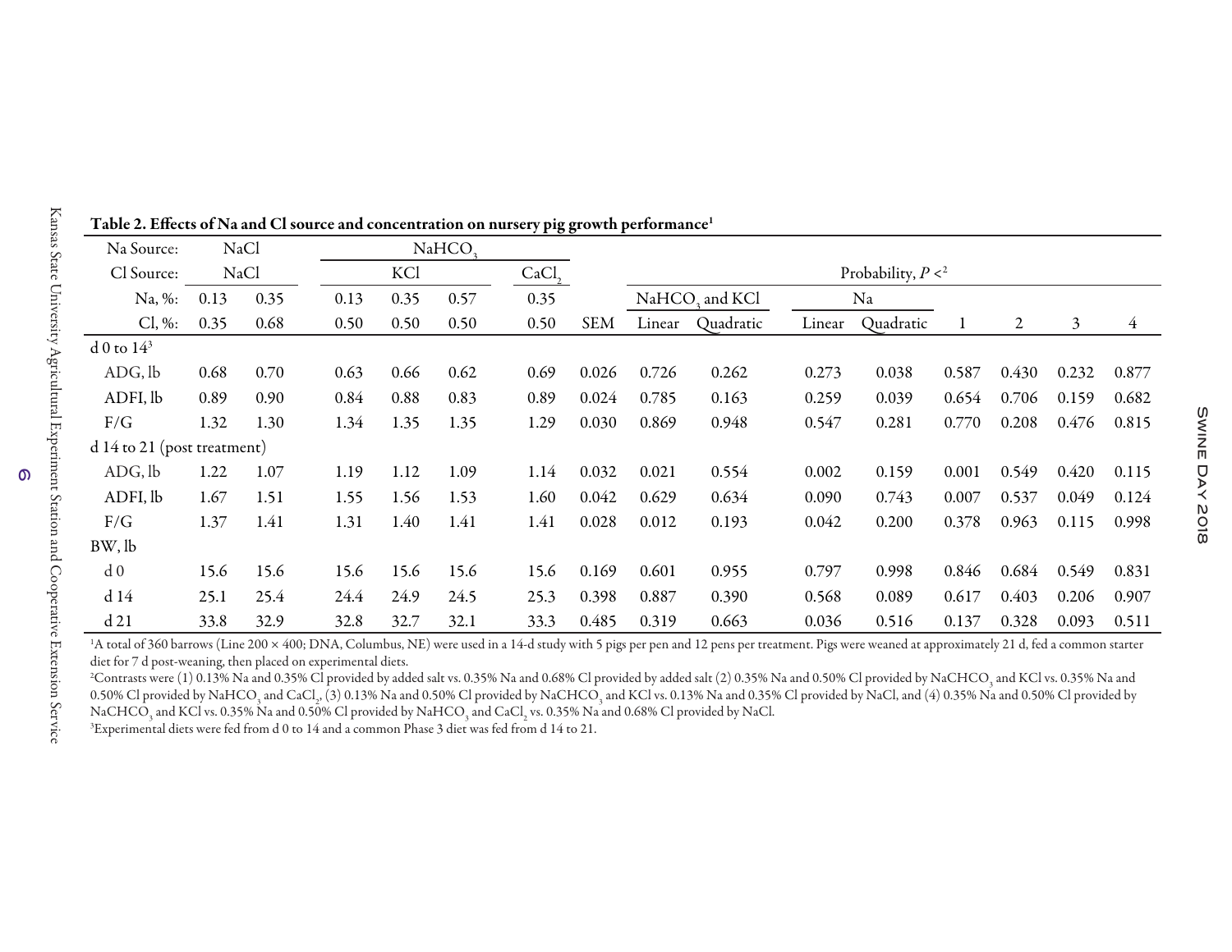**Table 2. Effects of Na and Cl source and concentration on nursery pig growth performance[1]**

| Na Source: | NaCl | | $NaHCO_3$ | | | | | | | | | | | | | | |
|---|---|---|---|---|---|---|---|---|---|---|---|---|---|---|---|---|---|
| Cl Source: | NaCl | | KCl | | | $CaCl_2$ | | Probability, $P <$[2] | | | | | | | | | |
| Na, %: | 0.13 | 0.35 | 0.13 | 0.35 | 0.57 | 0.35 | | $NaHCO_3$ and KCl | | Na | | | | | |
| Cl, %: | 0.35 | 0.68 | 0.50 | 0.50 | 0.50 | 0.50 | SEM | Linear | Quadratic | Linear | Quadratic | 1 | 2 | 3 | 4 |
| d 0 to 14[3] | | | | | | | | | | | | | | | |
| ADG, lb | 0.68 | 0.70 | 0.63 | 0.66 | 0.62 | 0.69 | 0.026 | 0.726 | 0.262 | 0.273 | 0.038 | 0.587 | 0.430 | 0.232 | 0.877 |
| ADFI, lb | 0.89 | 0.90 | 0.84 | 0.88 | 0.83 | 0.89 | 0.024 | 0.785 | 0.163 | 0.259 | 0.039 | 0.654 | 0.706 | 0.159 | 0.682 |
| F/G | 1.32 | 1.30 | 1.34 | 1.35 | 1.35 | 1.29 | 0.030 | 0.869 | 0.948 | 0.547 | 0.281 | 0.770 | 0.208 | 0.476 | 0.815 |
| d 14 to 21 (post treatment) | | | | | | | | | | | | | | | |
| ADG, lb | 1.22 | 1.07 | 1.19 | 1.12 | 1.09 | 1.14 | 0.032 | 0.021 | 0.554 | 0.002 | 0.159 | 0.001 | 0.549 | 0.420 | 0.115 |
| ADFI, lb | 1.67 | 1.51 | 1.55 | 1.56 | 1.53 | 1.60 | 0.042 | 0.629 | 0.634 | 0.090 | 0.743 | 0.007 | 0.537 | 0.049 | 0.124 |
| F/G | 1.37 | 1.41 | 1.31 | 1.40 | 1.41 | 1.41 | 0.028 | 0.012 | 0.193 | 0.042 | 0.200 | 0.378 | 0.963 | 0.115 | 0.998 |
| BW, lb | | | | | | | | | | | | | | | |
| d 0 | 15.6 | 15.6 | 15.6 | 15.6 | 15.6 | 15.6 | 0.169 | 0.601 | 0.955 | 0.797 | 0.998 | 0.846 | 0.684 | 0.549 | 0.831 |
| d 14 | 25.1 | 25.4 | 24.4 | 24.9 | 24.5 | 25.3 | 0.398 | 0.887 | 0.390 | 0.568 | 0.089 | 0.617 | 0.403 | 0.206 | 0.907 |
| d 21 | 33.8 | 32.9 | 32.8 | 32.7 | 32.1 | 33.3 | 0.485 | 0.319 | 0.663 | 0.036 | 0.516 | 0.137 | 0.328 | 0.093 | 0.511 |

[1]A total of 360 barrows (Line 200 × 400; DNA, Columbus, NE) were used in a 14-d study with 5 pigs per pen and 12 pens per treatment. Pigs were weaned at approximately 21 d, fed a common starter diet for 7 d post-weaning, then placed on experimental diets.

[2]Contrasts were (1) 0.13% Na and 0.35% Cl provided by added salt vs. 0.35% Na and 0.68% Cl provided by added salt (2) 0.35% Na and 0.50% Cl provided by $NaCHCO_3$ and KCl vs. 0.35% Na and 0.50% Cl provided by $NaHCO_3$ and $CaCl_2$, (3) 0.13% Na and 0.50% Cl provided by $NaCHCO_3$ and KCl vs. 0.13% Na and 0.35% Cl provided by NaCl, and (4) 0.35% Na and 0.50% Cl provided by $NaCHCO_3$ and KCl vs. 0.35% Na and 0.50% Cl provided by $NaHCO_3$ and $CaCl_2$ vs. 0.35% Na and 0.68% Cl provided by NaCl.

[3]Experimental diets were fed from d 0 to 14 and a common Phase 3 diet was fed from d 14 to 21.